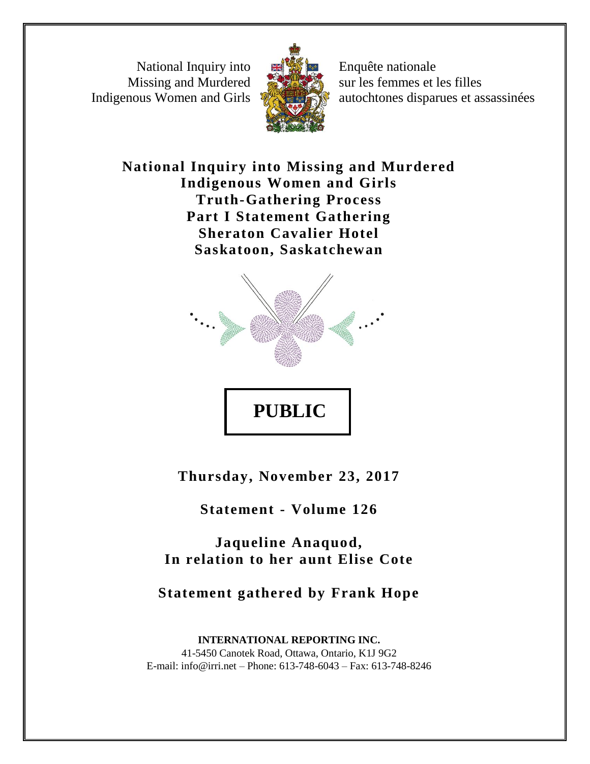National Inquiry into Missing and Murdered Indigenous Women and Girls

Enquête nationale sur les femmes et les filles autochtones disparues et assassinées

# National Inquiry into Missing and Murdered Indigenous Women and Girls
# Truth-Gathering Process
# Part I Statement Gathering
# Sheraton Cavalier Hotel
# Saskatoon, Saskatchewan

**PUBLIC**

**Thursday, November 23, 2017**

**Statement - Volume 126**

**Jaqueline Anaquod,**
**In relation to her aunt Elise Cote**

**Statement gathered by Frank Hope**

**INTERNATIONAL REPORTING INC.**
41-5450 Canotek Road, Ottawa, Ontario, K1J 9G2
E-mail: info@irri.net – Phone: 613-748-6043 – Fax: 613-748-8246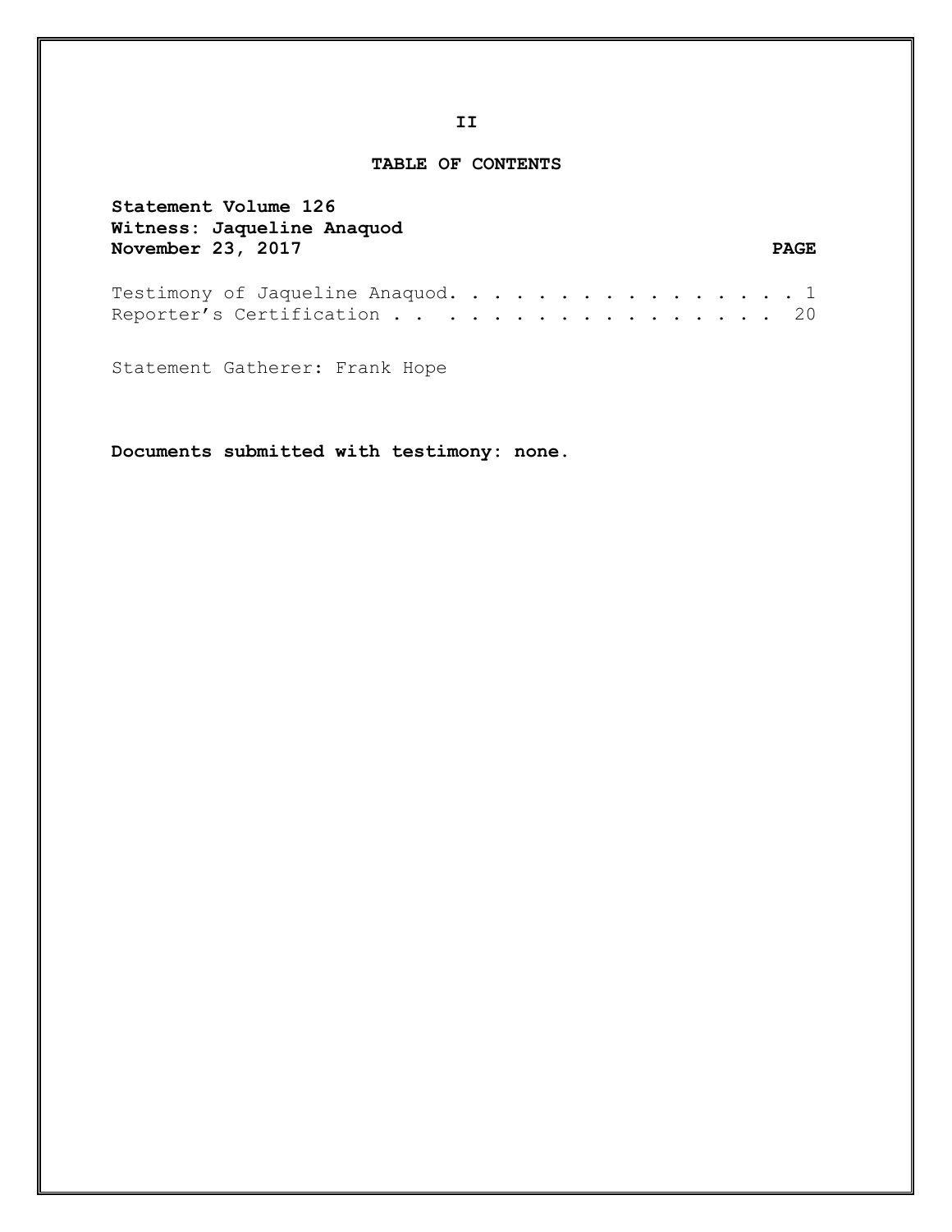## TABLE OF CONTENTS

**Statement Volume 126**
**Witness: Jaqueline Anaquod**
**November 23, 2017**

| | PAGE |
|---|---|
| Testimony of Jaqueline Anaquod | 1 |
| Reporter's Certification | 20 |

Statement Gatherer: Frank Hope

**Documents submitted with testimony: none.**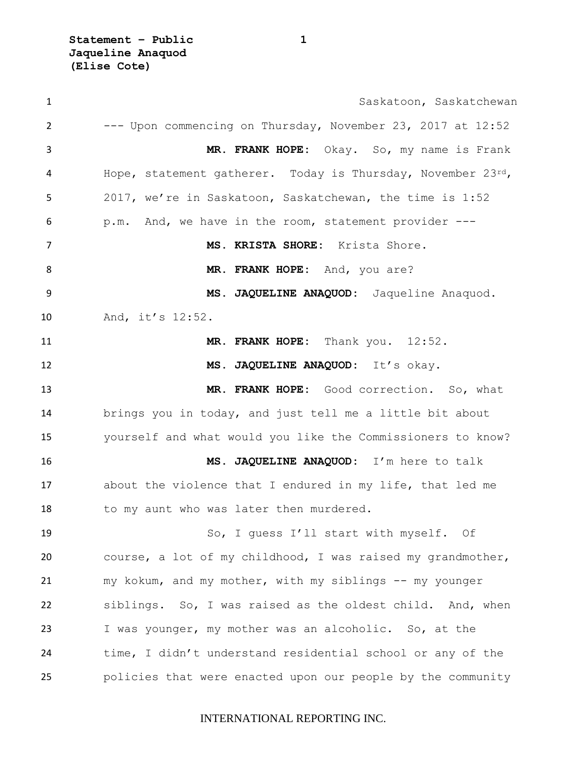Saskatoon, Saskatchewan

--- Upon commencing on Thursday, November 23, 2017 at 12:52

**MR. FRANK HOPE:** Okay. So, my name is Frank Hope, statement gatherer. Today is Thursday, November 23rd, 2017, we're in Saskatoon, Saskatchewan, the time is 1:52 p.m. And, we have in the room, statement provider ---

**MS. KRISTA SHORE:** Krista Shore.

**MR. FRANK HOPE:** And, you are?

**MS. JAQUELINE ANAQUOD:** Jaqueline Anaquod. And, it's 12:52.

**MR. FRANK HOPE:** Thank you. 12:52.

**MS. JAQUELINE ANAQUOD:** It's okay.

**MR. FRANK HOPE:** Good correction. So, what brings you in today, and just tell me a little bit about yourself and what would you like the Commissioners to know?

**MS. JAQUELINE ANAQUOD:** I'm here to talk about the violence that I endured in my life, that led me to my aunt who was later then murdered.

So, I guess I'll start with myself. Of course, a lot of my childhood, I was raised my grandmother, my kokum, and my mother, with my siblings -- my younger siblings. So, I was raised as the oldest child. And, when I was younger, my mother was an alcoholic. So, at the time, I didn't understand residential school or any of the policies that were enacted upon our people by the community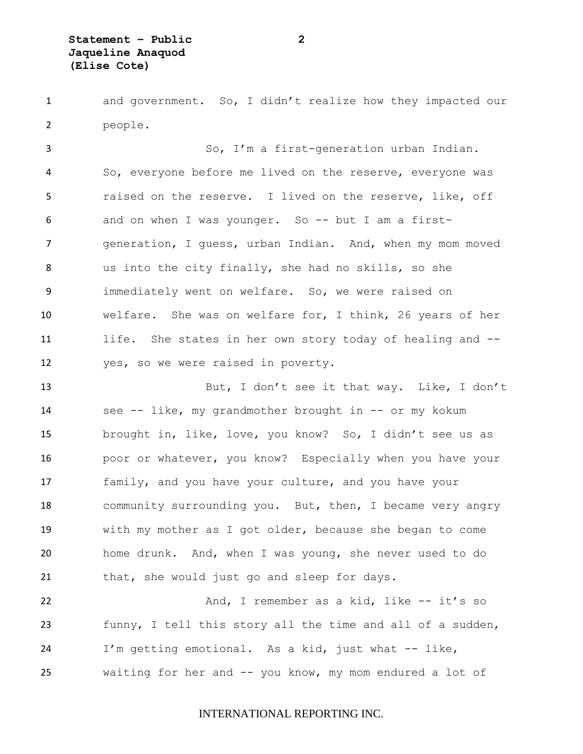and government. So, I didn't realize how they impacted our people.

So, I'm a first-generation urban Indian. So, everyone before me lived on the reserve, everyone was raised on the reserve. I lived on the reserve, like, off and on when I was younger. So -- but I am a first-generation, I guess, urban Indian. And, when my mom moved us into the city finally, she had no skills, so she immediately went on welfare. So, we were raised on welfare. She was on welfare for, I think, 26 years of her life. She states in her own story today of healing and -- yes, so we were raised in poverty.

But, I don't see it that way. Like, I don't see -- like, my grandmother brought in -- or my kokum brought in, like, love, you know? So, I didn't see us as poor or whatever, you know? Especially when you have your family, and you have your culture, and you have your community surrounding you. But, then, I became very angry with my mother as I got older, because she began to come home drunk. And, when I was young, she never used to do that, she would just go and sleep for days.

And, I remember as a kid, like -- it's so funny, I tell this story all the time and all of a sudden, I'm getting emotional. As a kid, just what -- like, waiting for her and -- you know, my mom endured a lot of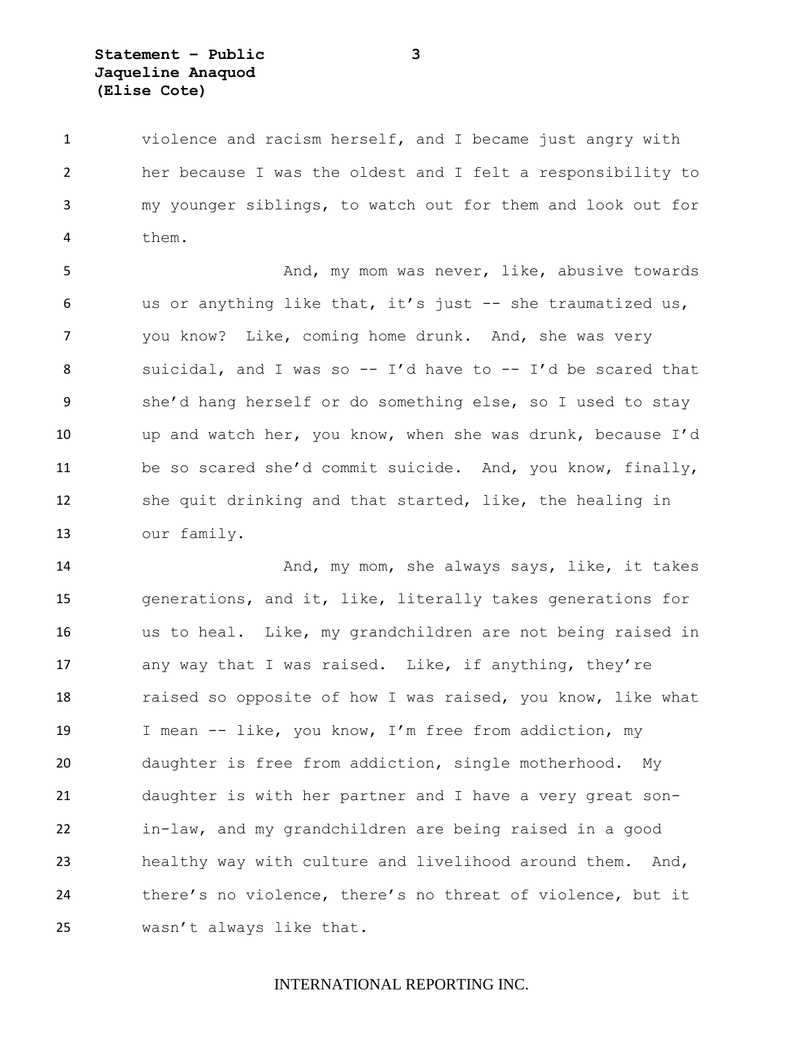violence and racism herself, and I became just angry with her because I was the oldest and I felt a responsibility to my younger siblings, to watch out for them and look out for them.

And, my mom was never, like, abusive towards us or anything like that, it's just -- she traumatized us, you know? Like, coming home drunk. And, she was very suicidal, and I was so -- I'd have to -- I'd be scared that she'd hang herself or do something else, so I used to stay up and watch her, you know, when she was drunk, because I'd be so scared she'd commit suicide. And, you know, finally, she quit drinking and that started, like, the healing in our family.

And, my mom, she always says, like, it takes generations, and it, like, literally takes generations for us to heal. Like, my grandchildren are not being raised in any way that I was raised. Like, if anything, they're raised so opposite of how I was raised, you know, like what I mean -- like, you know, I'm free from addiction, my daughter is free from addiction, single motherhood. My daughter is with her partner and I have a very great son-in-law, and my grandchildren are being raised in a good healthy way with culture and livelihood around them. And, there's no violence, there's no threat of violence, but it wasn't always like that.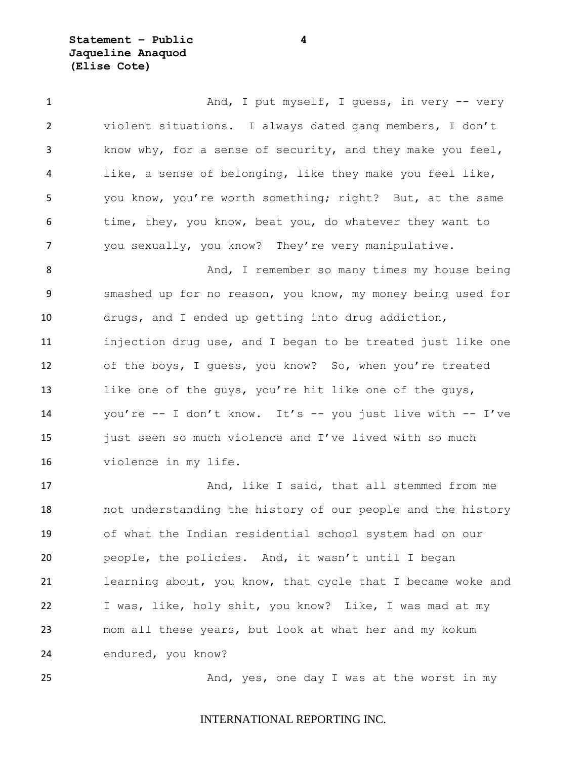And, I put myself, I guess, in very -- very violent situations. I always dated gang members, I don't know why, for a sense of security, and they make you feel, like, a sense of belonging, like they make you feel like, you know, you're worth something; right? But, at the same time, they, you know, beat you, do whatever they want to you sexually, you know? They're very manipulative.

And, I remember so many times my house being smashed up for no reason, you know, my money being used for drugs, and I ended up getting into drug addiction, injection drug use, and I began to be treated just like one of the boys, I guess, you know? So, when you're treated like one of the guys, you're hit like one of the guys, you're -- I don't know. It's -- you just live with -- I've just seen so much violence and I've lived with so much violence in my life.

And, like I said, that all stemmed from me not understanding the history of our people and the history of what the Indian residential school system had on our people, the policies. And, it wasn't until I began learning about, you know, that cycle that I became woke and I was, like, holy shit, you know? Like, I was mad at my mom all these years, but look at what her and my kokum endured, you know?

And, yes, one day I was at the worst in my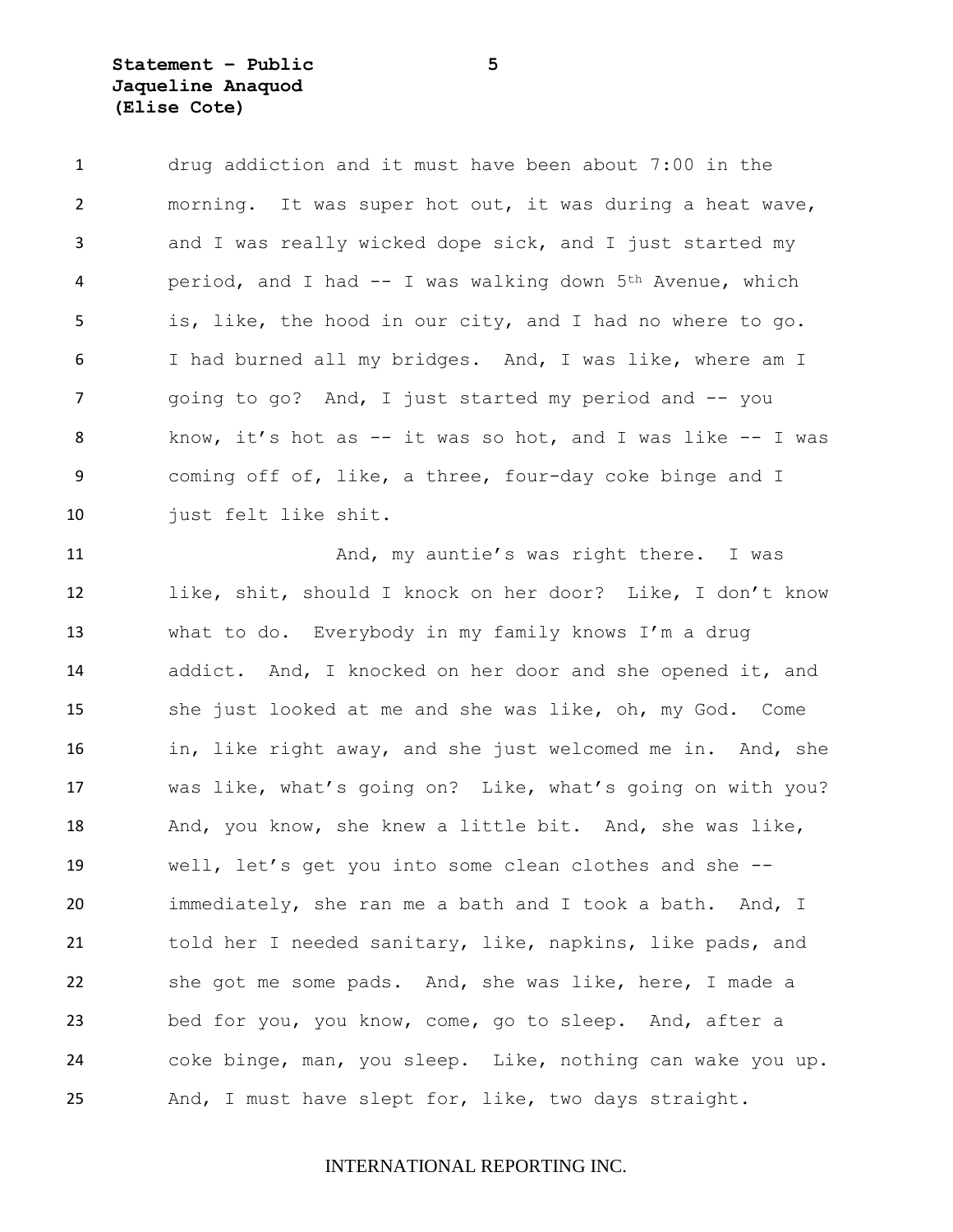drug addiction and it must have been about 7:00 in the morning. It was super hot out, it was during a heat wave, and I was really wicked dope sick, and I just started my period, and I had -- I was walking down 5th Avenue, which is, like, the hood in our city, and I had no where to go. I had burned all my bridges. And, I was like, where am I going to go? And, I just started my period and -- you know, it's hot as -- it was so hot, and I was like -- I was coming off of, like, a three, four-day coke binge and I just felt like shit.

And, my auntie's was right there. I was like, shit, should I knock on her door? Like, I don't know what to do. Everybody in my family knows I'm a drug addict. And, I knocked on her door and she opened it, and she just looked at me and she was like, oh, my God. Come in, like right away, and she just welcomed me in. And, she was like, what's going on? Like, what's going on with you? And, you know, she knew a little bit. And, she was like, well, let's get you into some clean clothes and she -- immediately, she ran me a bath and I took a bath. And, I told her I needed sanitary, like, napkins, like pads, and she got me some pads. And, she was like, here, I made a bed for you, you know, come, go to sleep. And, after a coke binge, man, you sleep. Like, nothing can wake you up. And, I must have slept for, like, two days straight.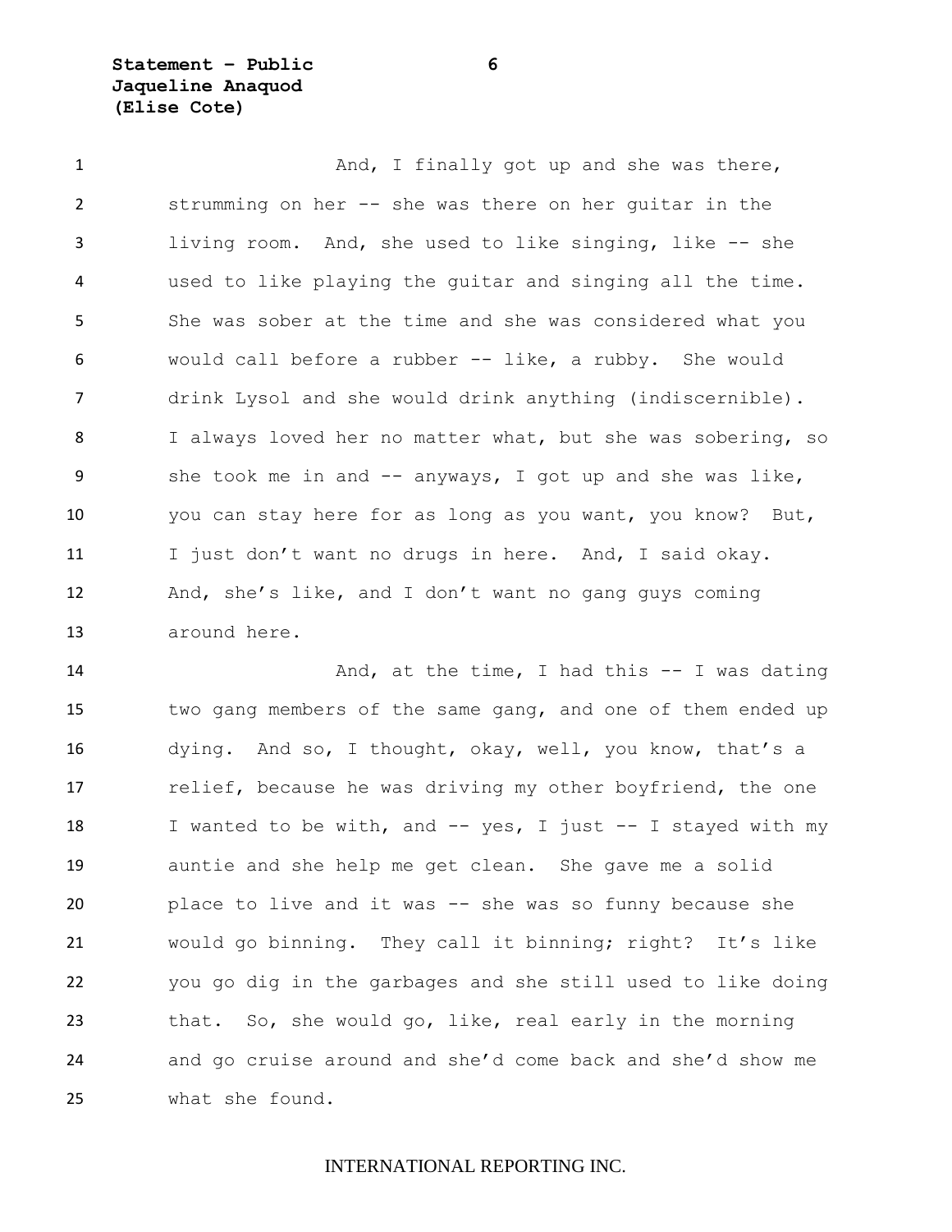And, I finally got up and she was there, strumming on her -- she was there on her guitar in the living room. And, she used to like singing, like -- she used to like playing the guitar and singing all the time. She was sober at the time and she was considered what you would call before a rubber -- like, a rubby. She would drink Lysol and she would drink anything (indiscernible). I always loved her no matter what, but she was sobering, so she took me in and -- anyways, I got up and she was like, you can stay here for as long as you want, you know? But, I just don't want no drugs in here. And, I said okay. And, she's like, and I don't want no gang guys coming around here.

And, at the time, I had this -- I was dating two gang members of the same gang, and one of them ended up dying. And so, I thought, okay, well, you know, that's a relief, because he was driving my other boyfriend, the one I wanted to be with, and -- yes, I just -- I stayed with my auntie and she help me get clean. She gave me a solid place to live and it was -- she was so funny because she would go binning. They call it binning; right? It's like you go dig in the garbages and she still used to like doing that. So, she would go, like, real early in the morning and go cruise around and she'd come back and she'd show me what she found.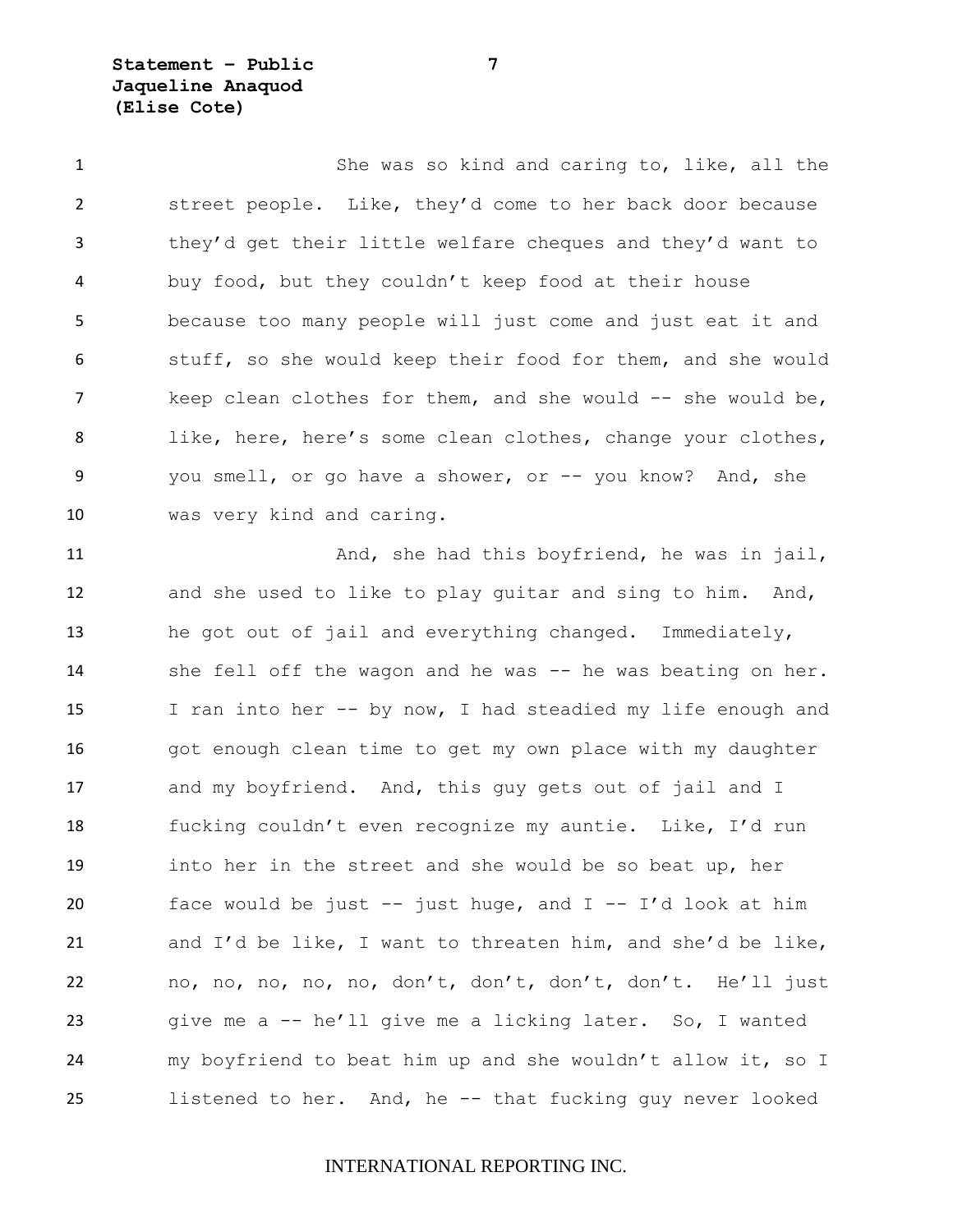She was so kind and caring to, like, all the street people. Like, they'd come to her back door because they'd get their little welfare cheques and they'd want to buy food, but they couldn't keep food at their house because too many people will just come and just eat it and stuff, so she would keep their food for them, and she would keep clean clothes for them, and she would -- she would be, like, here, here's some clean clothes, change your clothes, you smell, or go have a shower, or -- you know? And, she was very kind and caring.

And, she had this boyfriend, he was in jail, and she used to like to play guitar and sing to him. And, he got out of jail and everything changed. Immediately, she fell off the wagon and he was -- he was beating on her. I ran into her -- by now, I had steadied my life enough and got enough clean time to get my own place with my daughter and my boyfriend. And, this guy gets out of jail and I fucking couldn't even recognize my auntie. Like, I'd run into her in the street and she would be so beat up, her face would be just -- just huge, and I -- I'd look at him and I'd be like, I want to threaten him, and she'd be like, no, no, no, no, no, don't, don't, don't, don't. He'll just give me a -- he'll give me a licking later. So, I wanted my boyfriend to beat him up and she wouldn't allow it, so I listened to her. And, he -- that fucking guy never looked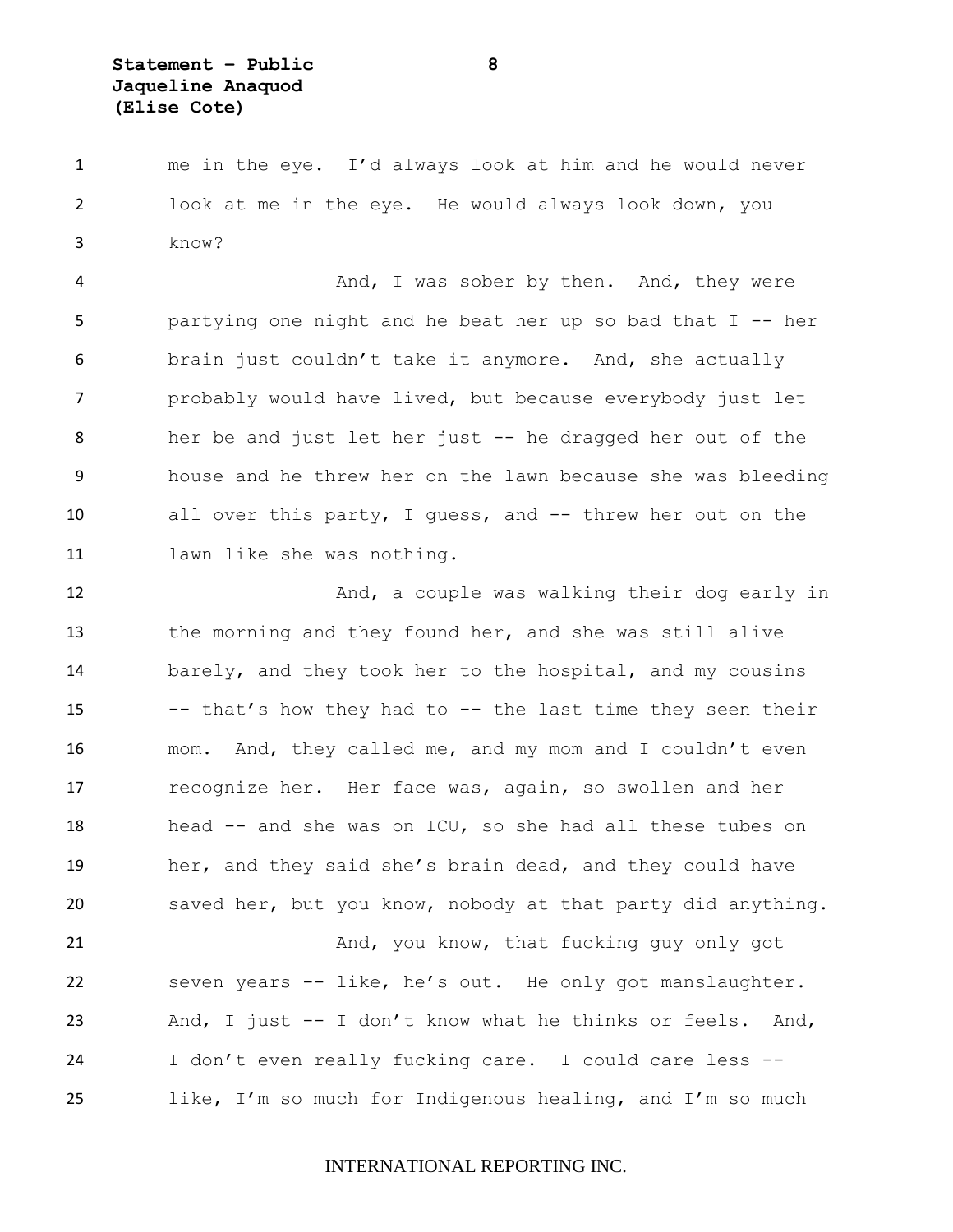me in the eye. I'd always look at him and he would never look at me in the eye. He would always look down, you know?

And, I was sober by then. And, they were partying one night and he beat her up so bad that I -- her brain just couldn't take it anymore. And, she actually probably would have lived, but because everybody just let her be and just let her just -- he dragged her out of the house and he threw her on the lawn because she was bleeding all over this party, I guess, and -- threw her out on the lawn like she was nothing.

And, a couple was walking their dog early in the morning and they found her, and she was still alive barely, and they took her to the hospital, and my cousins -- that's how they had to -- the last time they seen their mom. And, they called me, and my mom and I couldn't even recognize her. Her face was, again, so swollen and her head -- and she was on ICU, so she had all these tubes on her, and they said she's brain dead, and they could have saved her, but you know, nobody at that party did anything.

And, you know, that fucking guy only got seven years -- like, he's out. He only got manslaughter. And, I just -- I don't know what he thinks or feels. And, I don't even really fucking care. I could care less -- like, I'm so much for Indigenous healing, and I'm so much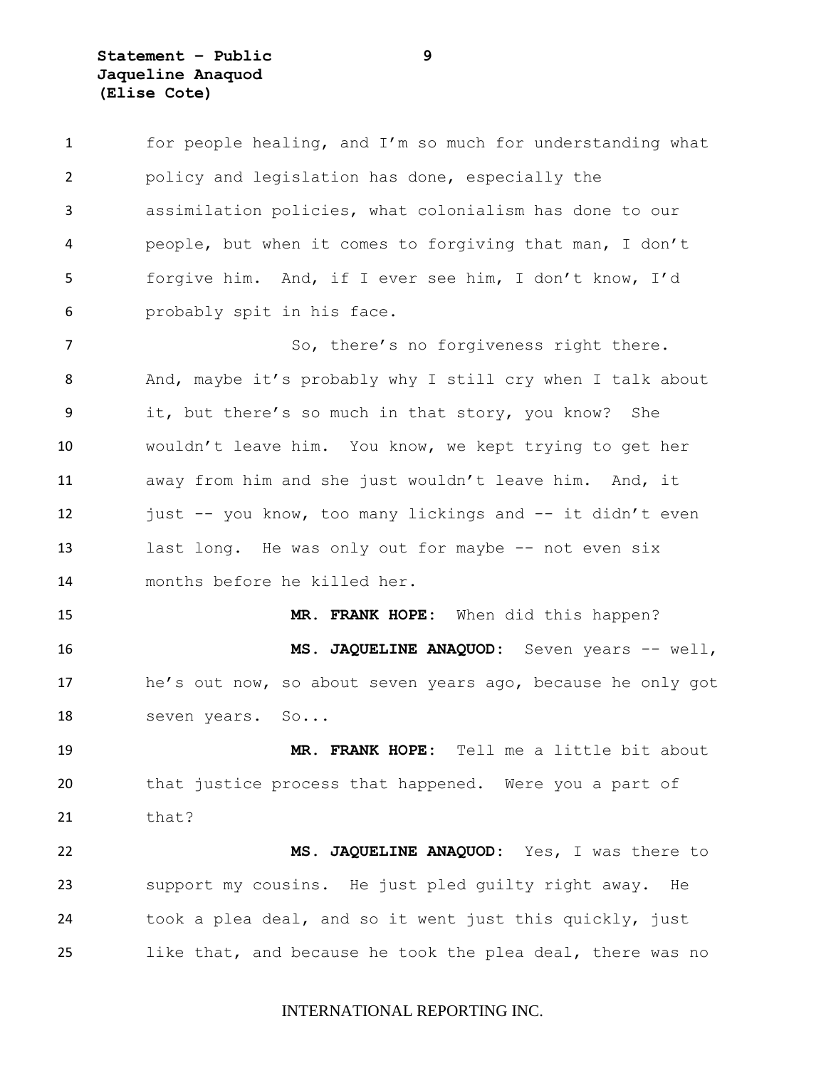for people healing, and I'm so much for understanding what policy and legislation has done, especially the assimilation policies, what colonialism has done to our people, but when it comes to forgiving that man, I don't forgive him. And, if I ever see him, I don't know, I'd probably spit in his face.

So, there's no forgiveness right there. And, maybe it's probably why I still cry when I talk about it, but there's so much in that story, you know? She wouldn't leave him. You know, we kept trying to get her away from him and she just wouldn't leave him. And, it just -- you know, too many lickings and -- it didn't even last long. He was only out for maybe -- not even six months before he killed her.

**MR. FRANK HOPE:** When did this happen?

**MS. JAQUELINE ANAQUOD:** Seven years -- well, he's out now, so about seven years ago, because he only got seven years. So...

**MR. FRANK HOPE:** Tell me a little bit about that justice process that happened. Were you a part of that?

**MS. JAQUELINE ANAQUOD:** Yes, I was there to support my cousins. He just pled guilty right away. He took a plea deal, and so it went just this quickly, just like that, and because he took the plea deal, there was no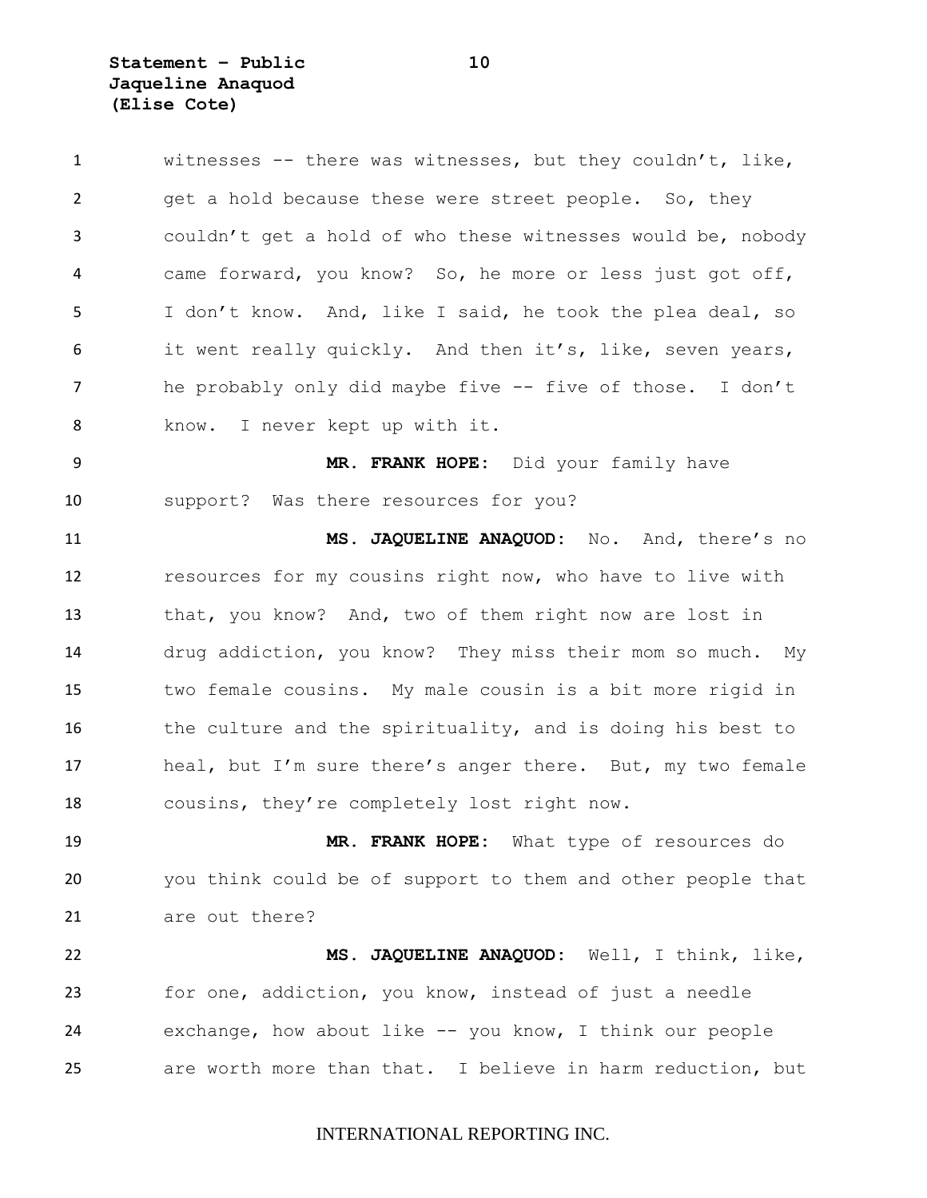witnesses -- there was witnesses, but they couldn't, like, get a hold because these were street people. So, they couldn't get a hold of who these witnesses would be, nobody came forward, you know? So, he more or less just got off, I don't know. And, like I said, he took the plea deal, so it went really quickly. And then it's, like, seven years, he probably only did maybe five -- five of those. I don't know. I never kept up with it.

**MR. FRANK HOPE:** Did your family have support? Was there resources for you?

**MS. JAQUELINE ANAQUOD:** No. And, there's no resources for my cousins right now, who have to live with that, you know? And, two of them right now are lost in drug addiction, you know? They miss their mom so much. My two female cousins. My male cousin is a bit more rigid in the culture and the spirituality, and is doing his best to heal, but I'm sure there's anger there. But, my two female cousins, they're completely lost right now.

**MR. FRANK HOPE:** What type of resources do you think could be of support to them and other people that are out there?

**MS. JAQUELINE ANAQUOD:** Well, I think, like, for one, addiction, you know, instead of just a needle exchange, how about like -- you know, I think our people are worth more than that. I believe in harm reduction, but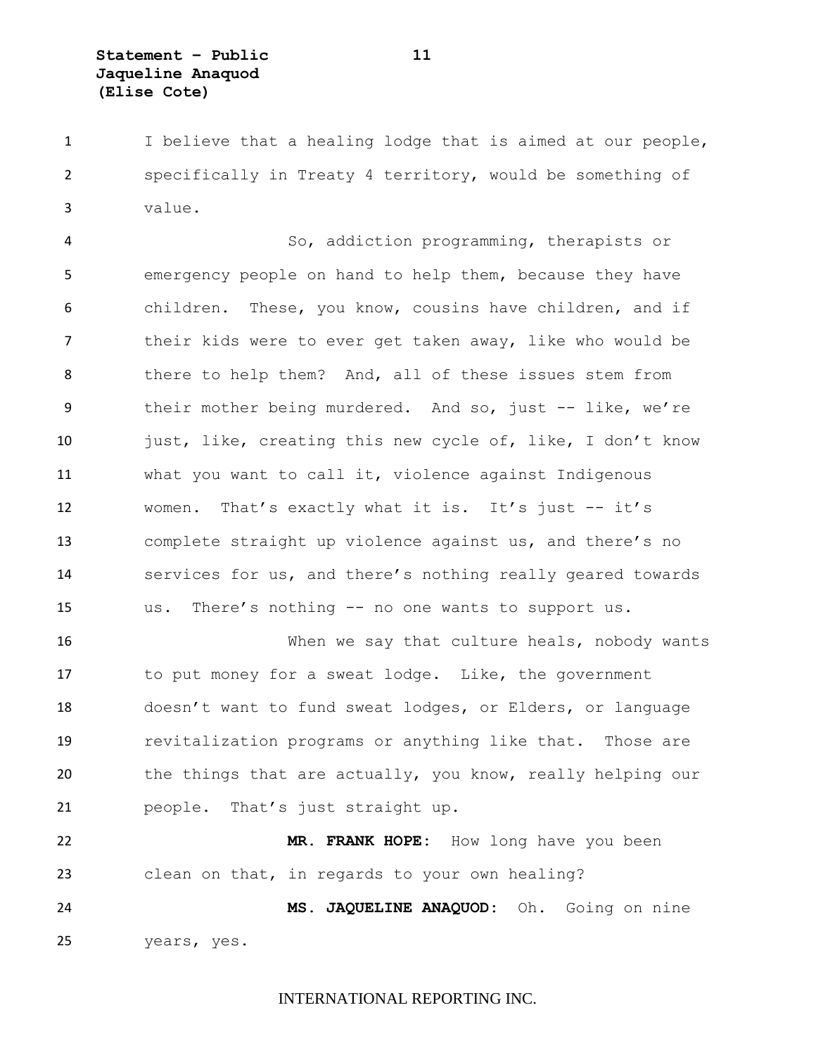I believe that a healing lodge that is aimed at our people, specifically in Treaty 4 territory, would be something of value.

So, addiction programming, therapists or emergency people on hand to help them, because they have children. These, you know, cousins have children, and if their kids were to ever get taken away, like who would be there to help them? And, all of these issues stem from their mother being murdered. And so, just -- like, we're just, like, creating this new cycle of, like, I don't know what you want to call it, violence against Indigenous women. That's exactly what it is. It's just -- it's complete straight up violence against us, and there's no services for us, and there's nothing really geared towards us. There's nothing -- no one wants to support us.

When we say that culture heals, nobody wants to put money for a sweat lodge. Like, the government doesn't want to fund sweat lodges, or Elders, or language revitalization programs or anything like that. Those are the things that are actually, you know, really helping our people. That's just straight up.

**MR. FRANK HOPE:** How long have you been clean on that, in regards to your own healing?

**MS. JAQUELINE ANAQUOD:** Oh. Going on nine years, yes.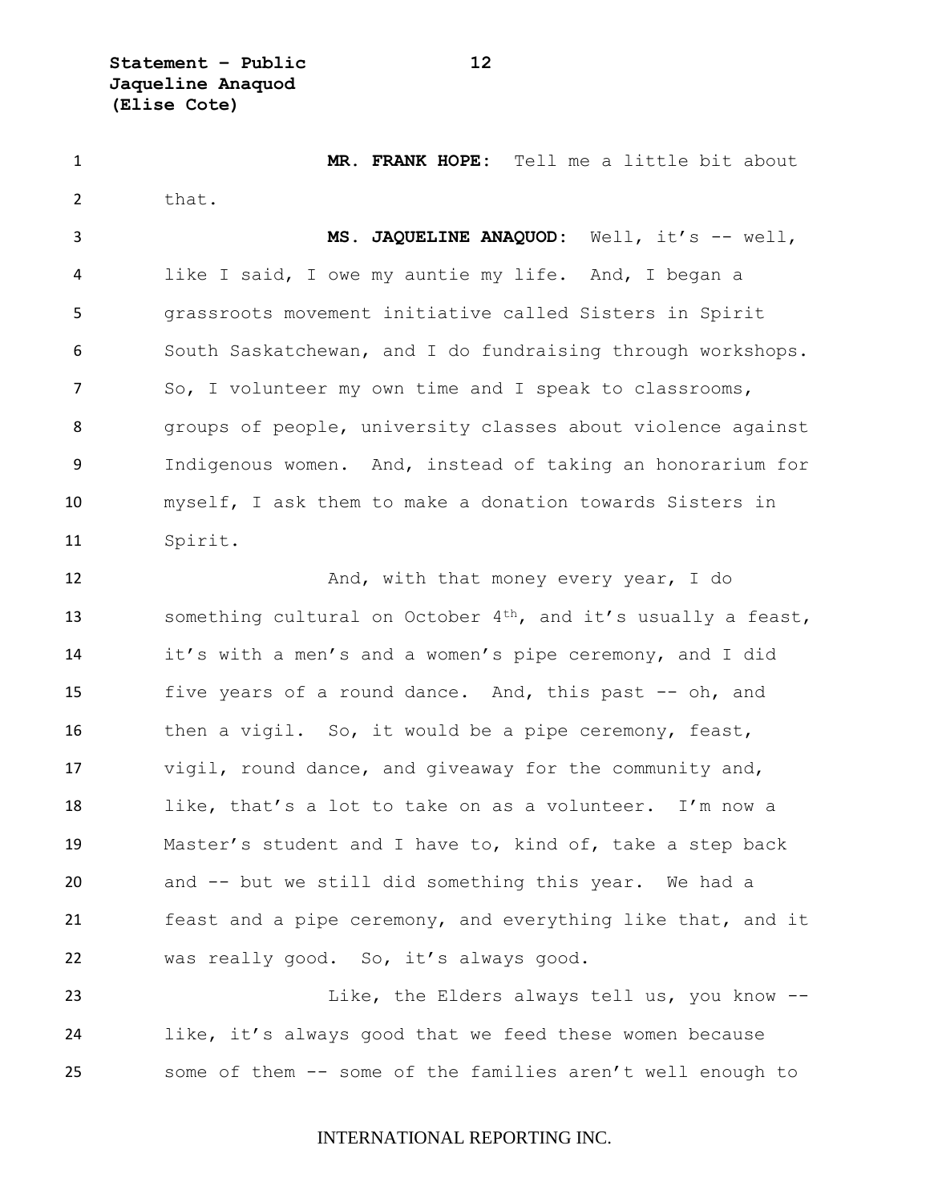**MR. FRANK HOPE:** Tell me a little bit about that.

**MS. JAQUELINE ANAQUOD:** Well, it's -- well, like I said, I owe my auntie my life. And, I began a grassroots movement initiative called Sisters in Spirit South Saskatchewan, and I do fundraising through workshops. So, I volunteer my own time and I speak to classrooms, groups of people, university classes about violence against Indigenous women. And, instead of taking an honorarium for myself, I ask them to make a donation towards Sisters in Spirit.

And, with that money every year, I do something cultural on October 4th, and it's usually a feast, it's with a men's and a women's pipe ceremony, and I did five years of a round dance. And, this past -- oh, and then a vigil. So, it would be a pipe ceremony, feast, vigil, round dance, and giveaway for the community and, like, that's a lot to take on as a volunteer. I'm now a Master's student and I have to, kind of, take a step back and -- but we still did something this year. We had a feast and a pipe ceremony, and everything like that, and it was really good. So, it's always good.

Like, the Elders always tell us, you know -- like, it's always good that we feed these women because some of them -- some of the families aren't well enough to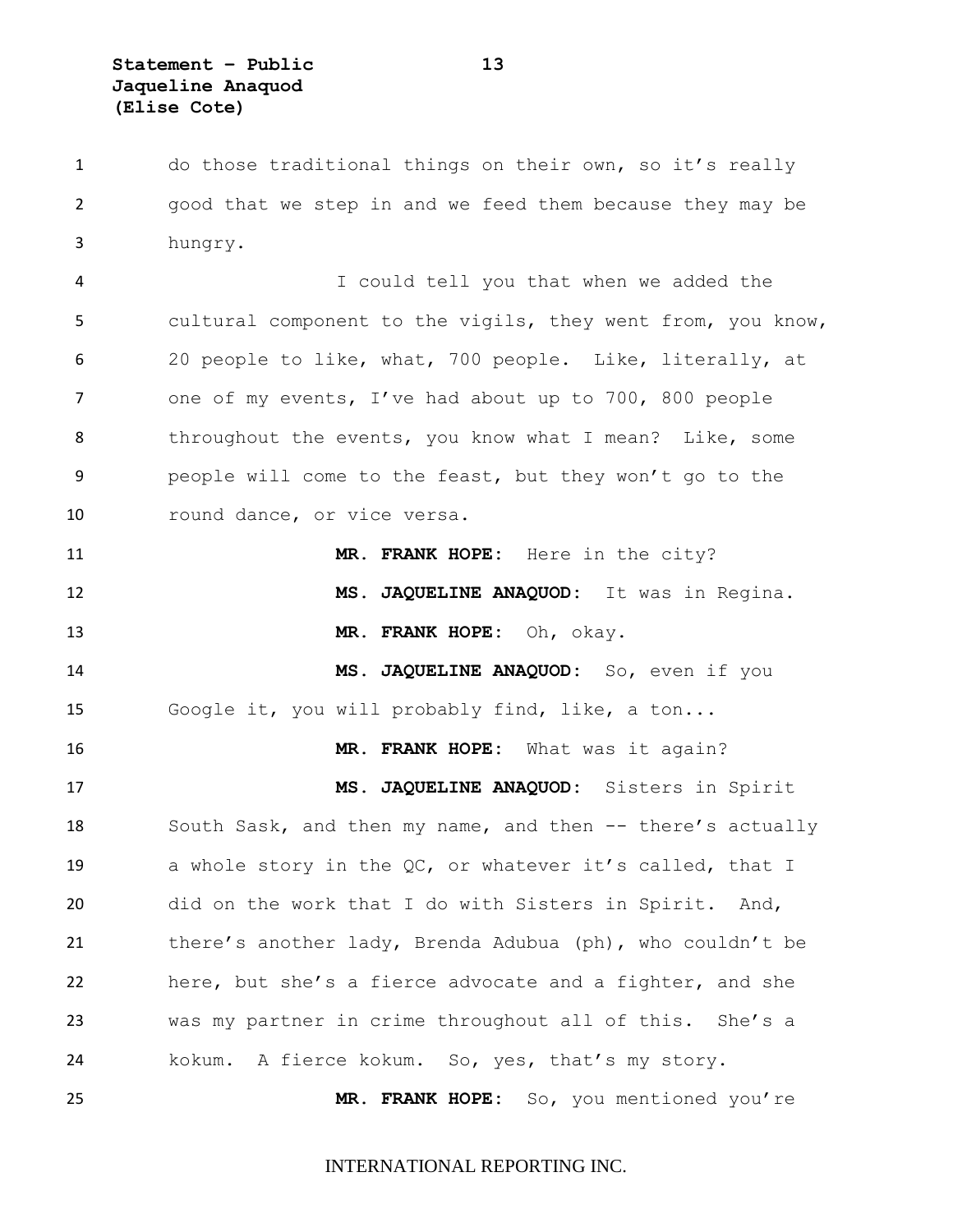do those traditional things on their own, so it's really good that we step in and we feed them because they may be hungry.

I could tell you that when we added the cultural component to the vigils, they went from, you know, 20 people to like, what, 700 people. Like, literally, at one of my events, I've had about up to 700, 800 people throughout the events, you know what I mean? Like, some people will come to the feast, but they won't go to the round dance, or vice versa.

**MR. FRANK HOPE:** Here in the city?

**MS. JAQUELINE ANAQUOD:** It was in Regina.

**MR. FRANK HOPE:** Oh, okay.

**MS. JAQUELINE ANAQUOD:** So, even if you Google it, you will probably find, like, a ton...

**MR. FRANK HOPE:** What was it again?

**MS. JAQUELINE ANAQUOD:** Sisters in Spirit South Sask, and then my name, and then -- there's actually a whole story in the QC, or whatever it's called, that I did on the work that I do with Sisters in Spirit. And, there's another lady, Brenda Adubua (ph), who couldn't be here, but she's a fierce advocate and a fighter, and she was my partner in crime throughout all of this. She's a kokum. A fierce kokum. So, yes, that's my story.

**MR. FRANK HOPE:** So, you mentioned you're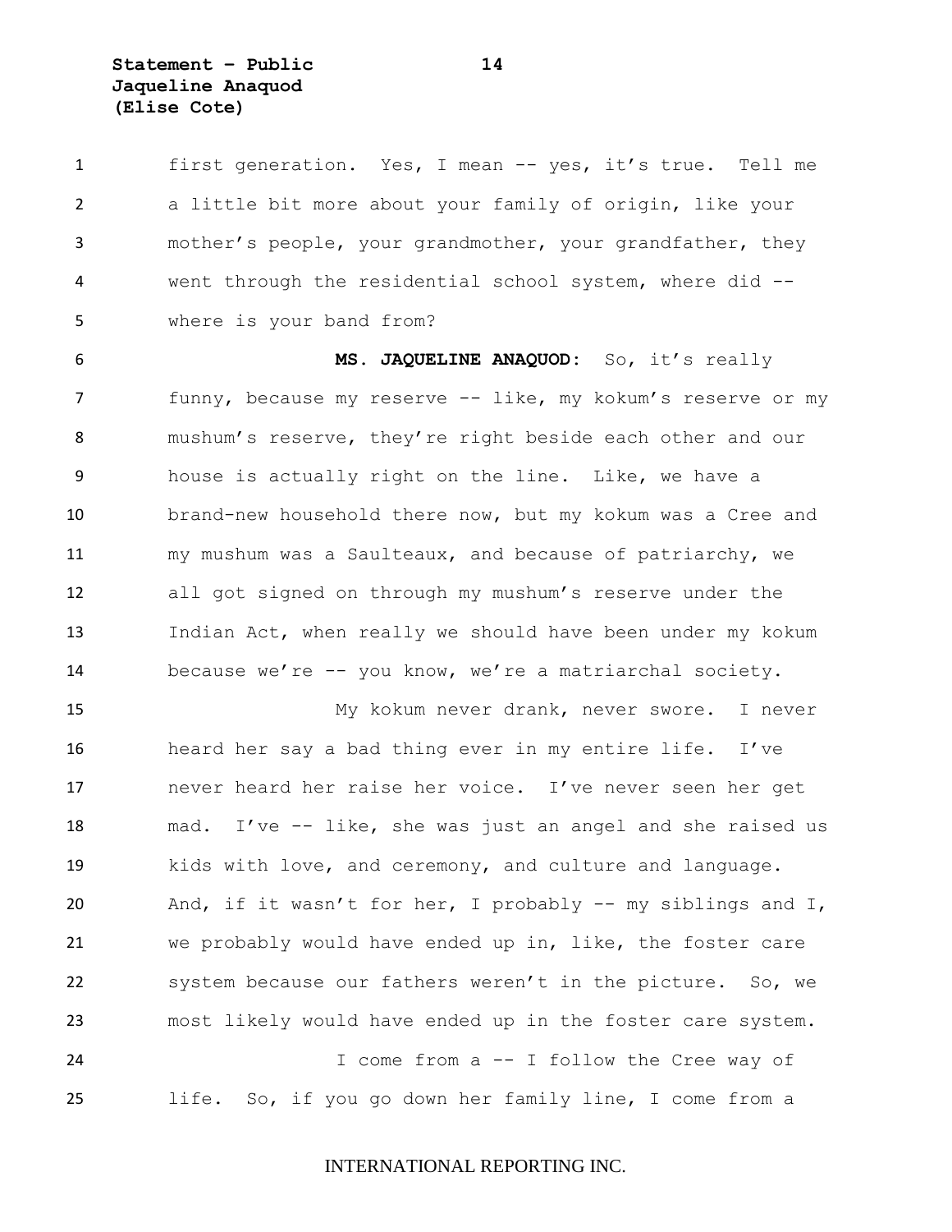first generation. Yes, I mean -- yes, it's true. Tell me a little bit more about your family of origin, like your mother's people, your grandmother, your grandfather, they went through the residential school system, where did -- where is your band from?

**MS. JAQUELINE ANAQUOD:** So, it's really funny, because my reserve -- like, my kokum's reserve or my mushum's reserve, they're right beside each other and our house is actually right on the line. Like, we have a brand-new household there now, but my kokum was a Cree and my mushum was a Saulteaux, and because of patriarchy, we all got signed on through my mushum's reserve under the Indian Act, when really we should have been under my kokum because we're -- you know, we're a matriarchal society.

My kokum never drank, never swore. I never heard her say a bad thing ever in my entire life. I've never heard her raise her voice. I've never seen her get mad. I've -- like, she was just an angel and she raised us kids with love, and ceremony, and culture and language. And, if it wasn't for her, I probably -- my siblings and I, we probably would have ended up in, like, the foster care system because our fathers weren't in the picture. So, we most likely would have ended up in the foster care system.

I come from a -- I follow the Cree way of life. So, if you go down her family line, I come from a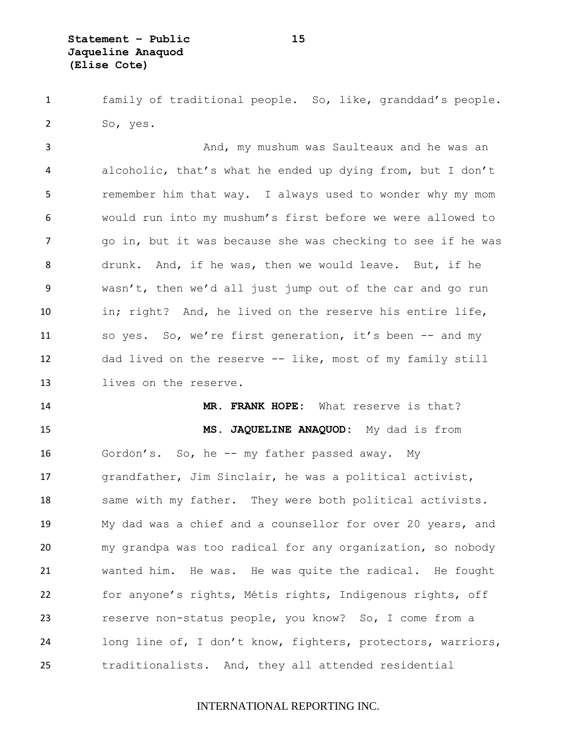family of traditional people. So, like, granddad's people. So, yes.

And, my mushum was Saulteaux and he was an alcoholic, that's what he ended up dying from, but I don't remember him that way. I always used to wonder why my mom would run into my mushum's first before we were allowed to go in, but it was because she was checking to see if he was drunk. And, if he was, then we would leave. But, if he wasn't, then we'd all just jump out of the car and go run in; right? And, he lived on the reserve his entire life, so yes. So, we're first generation, it's been -- and my dad lived on the reserve -- like, most of my family still lives on the reserve.

**MR. FRANK HOPE:** What reserve is that?

**MS. JAQUELINE ANAQUOD:** My dad is from Gordon's. So, he -- my father passed away. My grandfather, Jim Sinclair, he was a political activist, same with my father. They were both political activists. My dad was a chief and a counsellor for over 20 years, and my grandpa was too radical for any organization, so nobody wanted him. He was. He was quite the radical. He fought for anyone's rights, Métis rights, Indigenous rights, off reserve non-status people, you know? So, I come from a long line of, I don't know, fighters, protectors, warriors, traditionalists. And, they all attended residential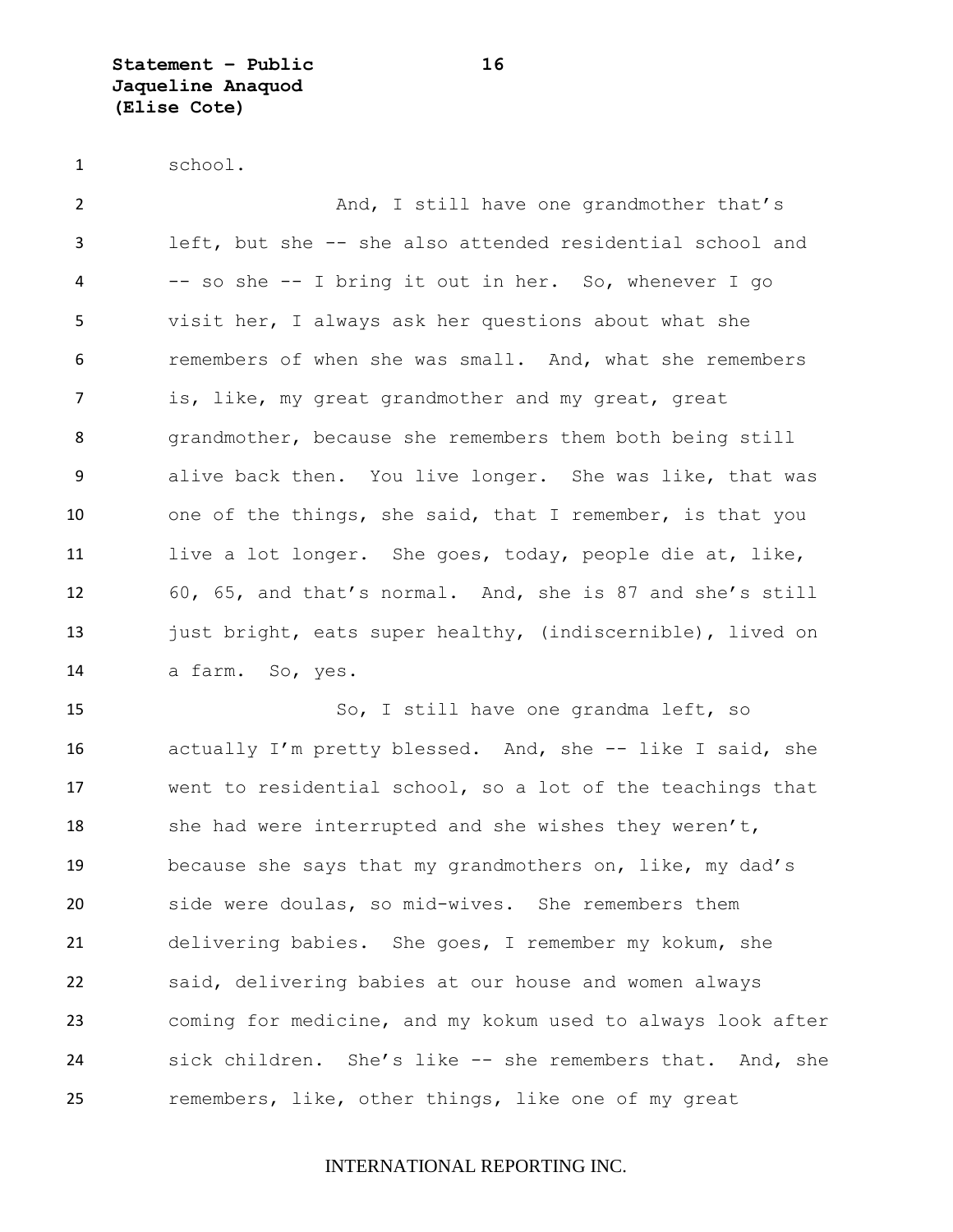school.

And, I still have one grandmother that's left, but she -- she also attended residential school and -- so she -- I bring it out in her. So, whenever I go visit her, I always ask her questions about what she remembers of when she was small. And, what she remembers is, like, my great grandmother and my great, great grandmother, because she remembers them both being still alive back then. You live longer. She was like, that was one of the things, she said, that I remember, is that you live a lot longer. She goes, today, people die at, like, 60, 65, and that's normal. And, she is 87 and she's still just bright, eats super healthy, (indiscernible), lived on a farm. So, yes.

So, I still have one grandma left, so actually I'm pretty blessed. And, she -- like I said, she went to residential school, so a lot of the teachings that she had were interrupted and she wishes they weren't, because she says that my grandmothers on, like, my dad's side were doulas, so mid-wives. She remembers them delivering babies. She goes, I remember my kokum, she said, delivering babies at our house and women always coming for medicine, and my kokum used to always look after sick children. She's like -- she remembers that. And, she remembers, like, other things, like one of my great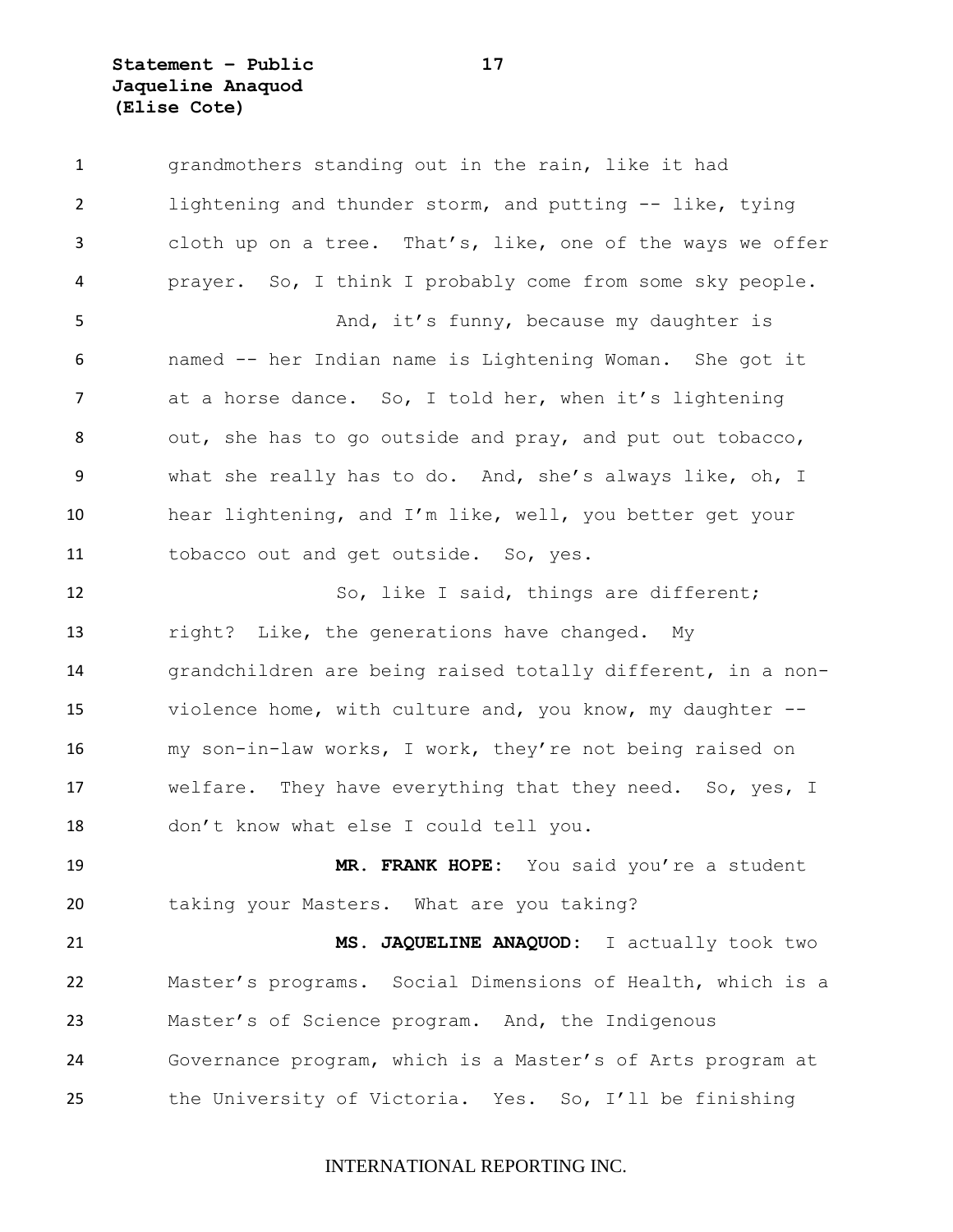grandmothers standing out in the rain, like it had lightening and thunder storm, and putting -- like, tying cloth up on a tree. That's, like, one of the ways we offer prayer. So, I think I probably come from some sky people.

And, it's funny, because my daughter is named -- her Indian name is Lightening Woman. She got it at a horse dance. So, I told her, when it's lightening out, she has to go outside and pray, and put out tobacco, what she really has to do. And, she's always like, oh, I hear lightening, and I'm like, well, you better get your tobacco out and get outside. So, yes.

So, like I said, things are different; right? Like, the generations have changed. My grandchildren are being raised totally different, in a non-violence home, with culture and, you know, my daughter -- my son-in-law works, I work, they're not being raised on welfare. They have everything that they need. So, yes, I don't know what else I could tell you.

**MR. FRANK HOPE:** You said you're a student taking your Masters. What are you taking?

**MS. JAQUELINE ANAQUOD:** I actually took two Master's programs. Social Dimensions of Health, which is a Master's of Science program. And, the Indigenous Governance program, which is a Master's of Arts program at the University of Victoria. Yes. So, I'll be finishing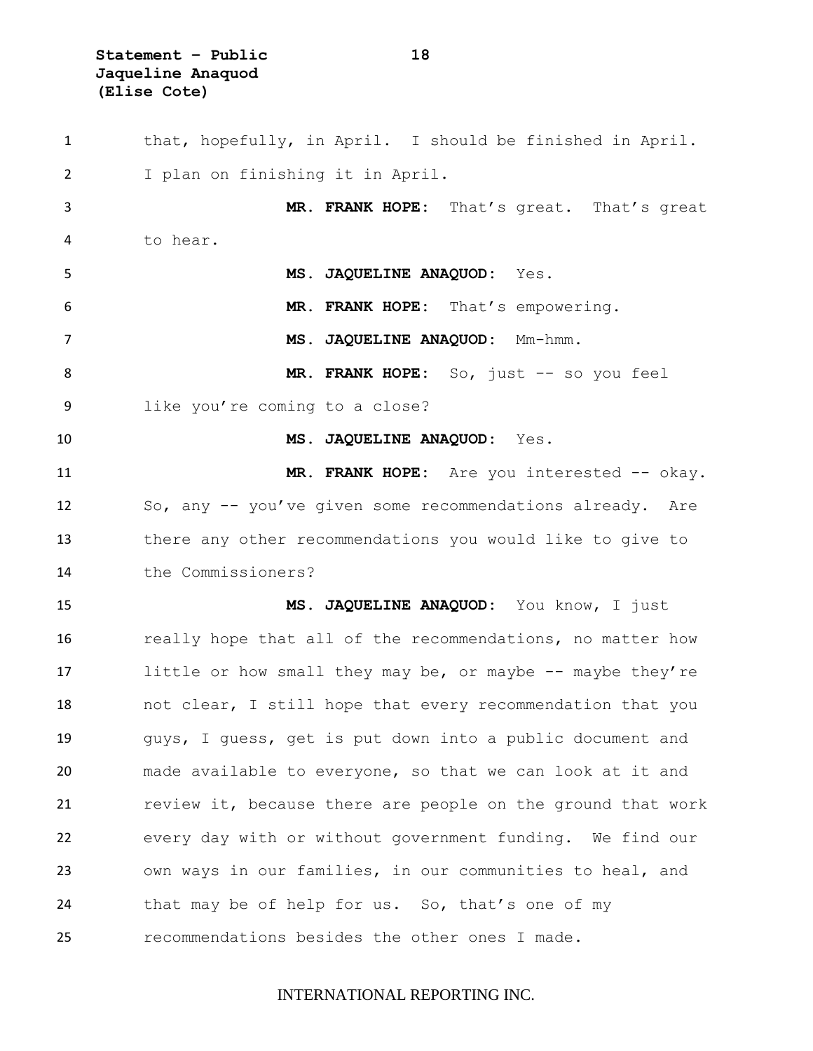that, hopefully, in April. I should be finished in April. I plan on finishing it in April.

**MR. FRANK HOPE:** That's great. That's great to hear.

**MS. JAQUELINE ANAQUOD:** Yes.

**MR. FRANK HOPE:** That's empowering.

**MS. JAQUELINE ANAQUOD:** Mm-hmm.

**MR. FRANK HOPE:** So, just -- so you feel like you're coming to a close?

**MS. JAQUELINE ANAQUOD:** Yes.

**MR. FRANK HOPE:** Are you interested -- okay. So, any -- you've given some recommendations already. Are there any other recommendations you would like to give to the Commissioners?

**MS. JAQUELINE ANAQUOD:** You know, I just really hope that all of the recommendations, no matter how little or how small they may be, or maybe -- maybe they're not clear, I still hope that every recommendation that you guys, I guess, get is put down into a public document and made available to everyone, so that we can look at it and review it, because there are people on the ground that work every day with or without government funding. We find our own ways in our families, in our communities to heal, and that may be of help for us. So, that's one of my recommendations besides the other ones I made.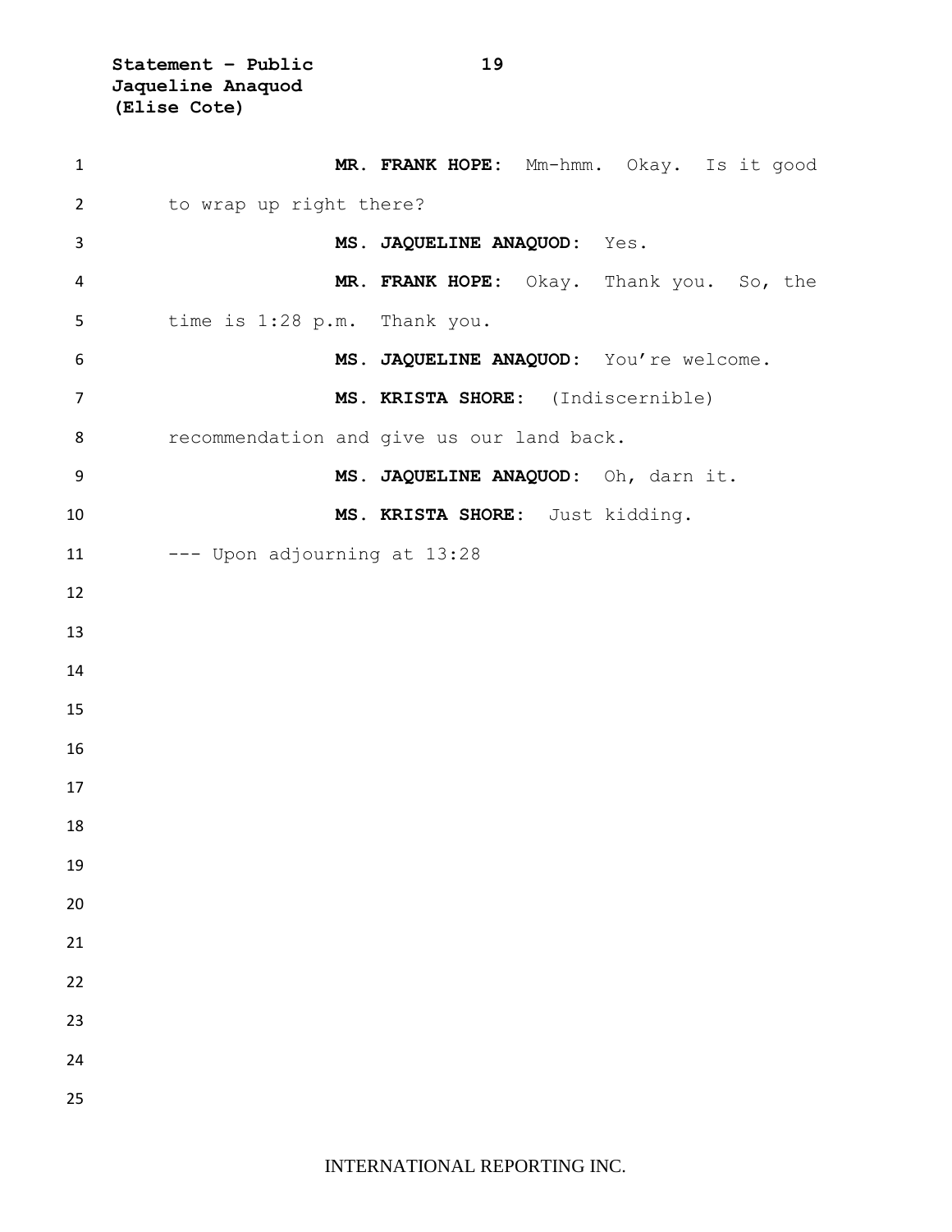**MR. FRANK HOPE:** Mm-hmm. Okay. Is it good to wrap up right there?

**MS. JAQUELINE ANAQUOD:** Yes.

**MR. FRANK HOPE:** Okay. Thank you. So, the time is 1:28 p.m. Thank you.

**MS. JAQUELINE ANAQUOD:** You're welcome.

**MS. KRISTA SHORE:** (Indiscernible) recommendation and give us our land back.

**MS. JAQUELINE ANAQUOD:** Oh, darn it.

**MS. KRISTA SHORE:** Just kidding.

--- Upon adjourning at 13:28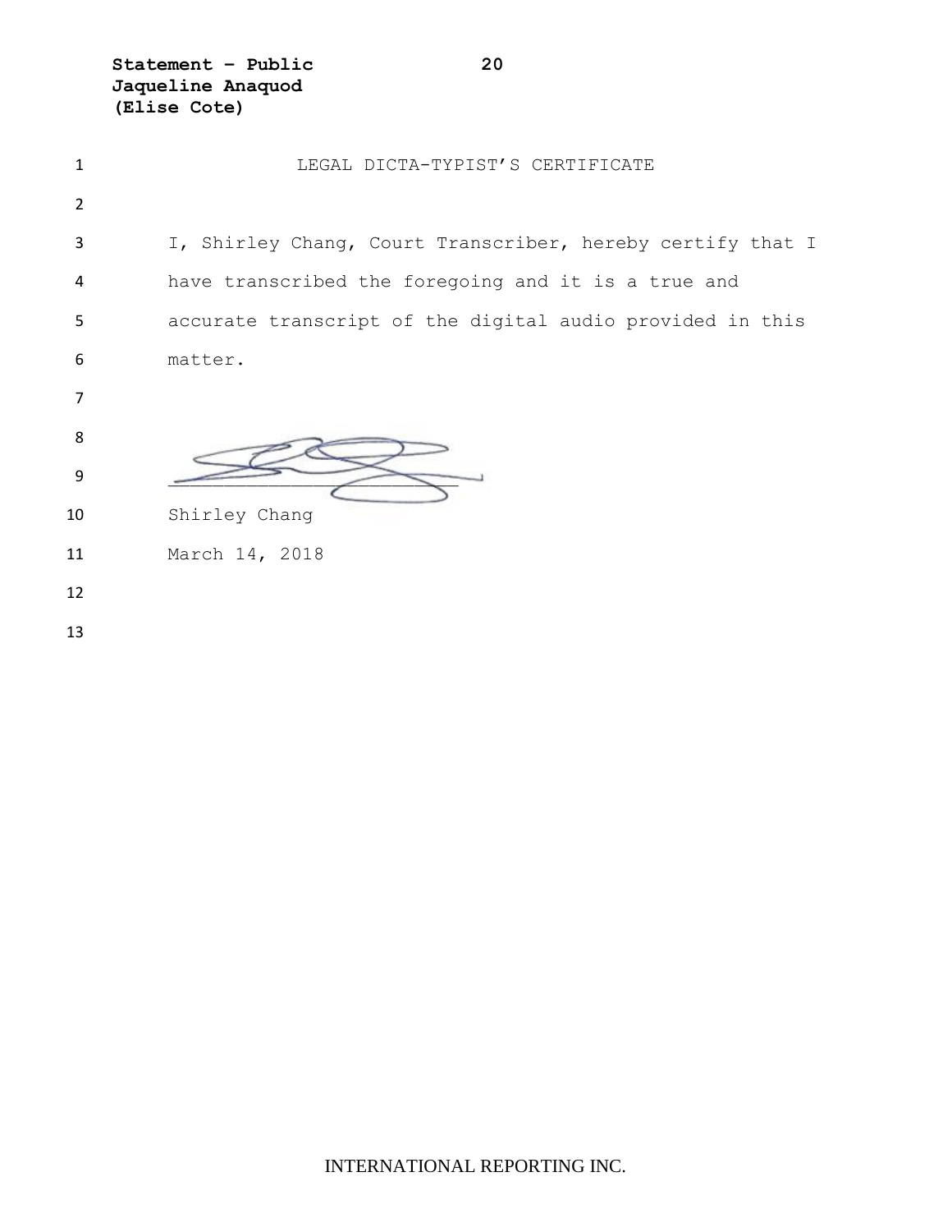LEGAL DICTA-TYPIST'S CERTIFICATE

I, Shirley Chang, Court Transcriber, hereby certify that I have transcribed the foregoing and it is a true and accurate transcript of the digital audio provided in this matter.

\_\_\_\_\_\_\_\_\_\_\_\_\_\_\_\_\_\_\_\_\_\_\_\_\_\_

Shirley Chang

March 14, 2018